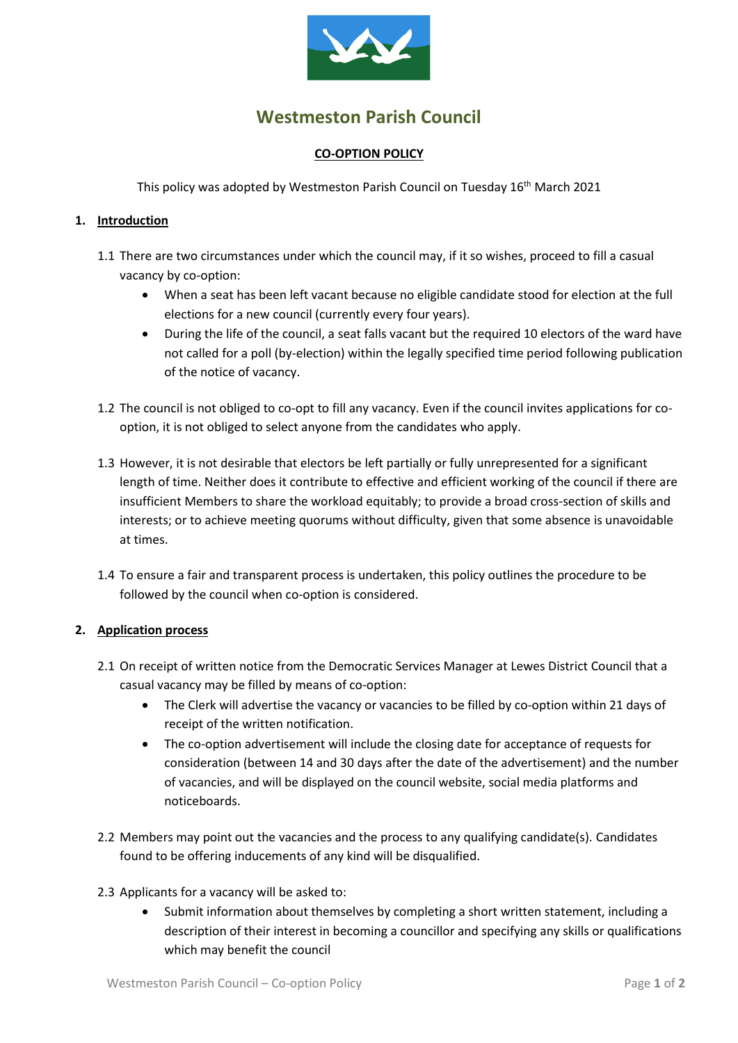# Westmeston Parish Council

**CO-OPTION POLICY**

This policy was adopted by Westmeston Parish Council on Tuesday 16th March 2021

## 1. Introduction

1.1 There are two circumstances under which the council may, if it so wishes, proceed to fill a casual vacancy by co-option:

- When a seat has been left vacant because no eligible candidate stood for election at the full elections for a new council (currently every four years).
- During the life of the council, a seat falls vacant but the required 10 electors of the ward have not called for a poll (by-election) within the legally specified time period following publication of the notice of vacancy.

1.2 The council is not obliged to co-opt to fill any vacancy. Even if the council invites applications for co-option, it is not obliged to select anyone from the candidates who apply.

1.3 However, it is not desirable that electors be left partially or fully unrepresented for a significant length of time. Neither does it contribute to effective and efficient working of the council if there are insufficient Members to share the workload equitably; to provide a broad cross-section of skills and interests; or to achieve meeting quorums without difficulty, given that some absence is unavoidable at times.

1.4 To ensure a fair and transparent process is undertaken, this policy outlines the procedure to be followed by the council when co-option is considered.

## 2. Application process

2.1 On receipt of written notice from the Democratic Services Manager at Lewes District Council that a casual vacancy may be filled by means of co-option:

- The Clerk will advertise the vacancy or vacancies to be filled by co-option within 21 days of receipt of the written notification.
- The co-option advertisement will include the closing date for acceptance of requests for consideration (between 14 and 30 days after the date of the advertisement) and the number of vacancies, and will be displayed on the council website, social media platforms and noticeboards.

2.2 Members may point out the vacancies and the process to any qualifying candidate(s). Candidates found to be offering inducements of any kind will be disqualified.

2.3 Applicants for a vacancy will be asked to:

- Submit information about themselves by completing a short written statement, including a description of their interest in becoming a councillor and specifying any skills or qualifications which may benefit the council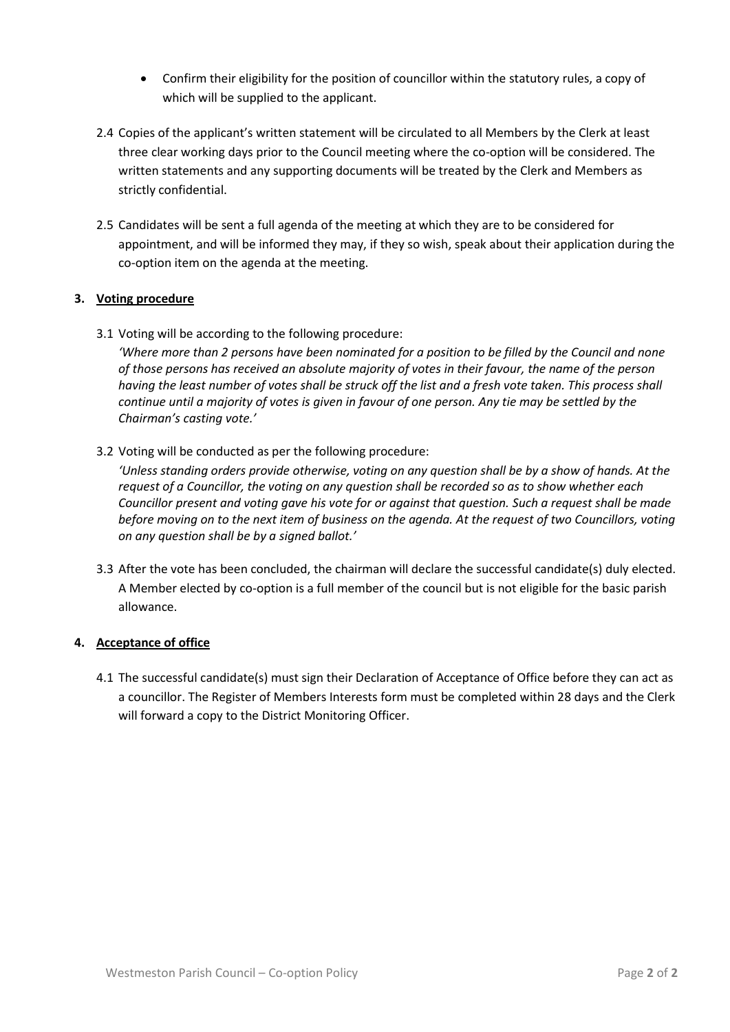- Confirm their eligibility for the position of councillor within the statutory rules, a copy of which will be supplied to the applicant.

2.4 Copies of the applicant's written statement will be circulated to all Members by the Clerk at least three clear working days prior to the Council meeting where the co-option will be considered. The written statements and any supporting documents will be treated by the Clerk and Members as strictly confidential.

2.5 Candidates will be sent a full agenda of the meeting at which they are to be considered for appointment, and will be informed they may, if they so wish, speak about their application during the co-option item on the agenda at the meeting.

## 3. Voting procedure

3.1 Voting will be according to the following procedure:
*'Where more than 2 persons have been nominated for a position to be filled by the Council and none of those persons has received an absolute majority of votes in their favour, the name of the person having the least number of votes shall be struck off the list and a fresh vote taken. This process shall continue until a majority of votes is given in favour of one person. Any tie may be settled by the Chairman's casting vote.'*

3.2 Voting will be conducted as per the following procedure:
*'Unless standing orders provide otherwise, voting on any question shall be by a show of hands. At the request of a Councillor, the voting on any question shall be recorded so as to show whether each Councillor present and voting gave his vote for or against that question. Such a request shall be made before moving on to the next item of business on the agenda. At the request of two Councillors, voting on any question shall be by a signed ballot.'*

3.3 After the vote has been concluded, the chairman will declare the successful candidate(s) duly elected. A Member elected by co-option is a full member of the council but is not eligible for the basic parish allowance.

## 4. Acceptance of office

4.1 The successful candidate(s) must sign their Declaration of Acceptance of Office before they can act as a councillor. The Register of Members Interests form must be completed within 28 days and the Clerk will forward a copy to the District Monitoring Officer.